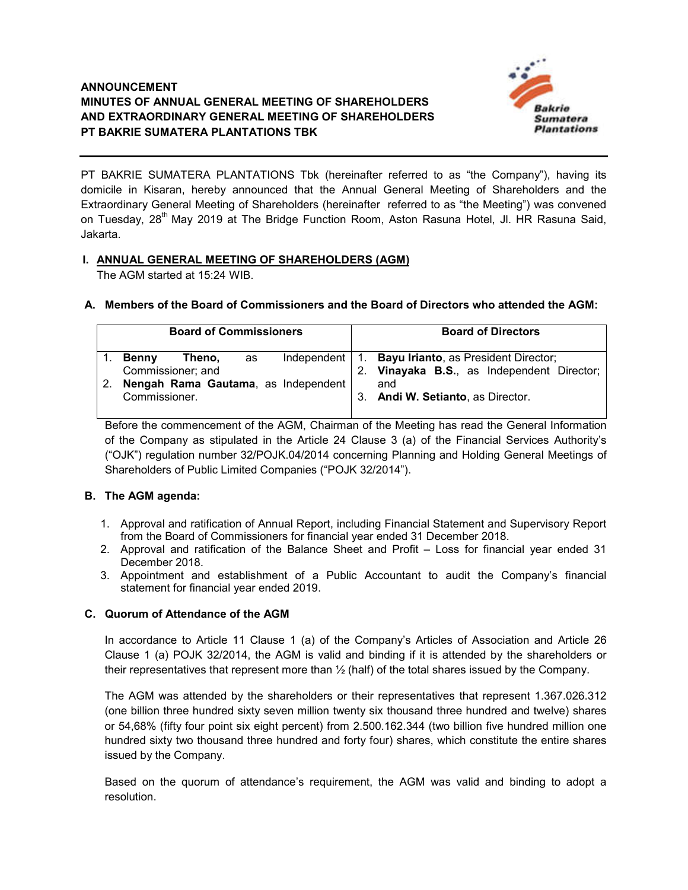# ANNOUNCEMENT
# MINUTES OF ANNUAL GENERAL MEETING OF SHAREHOLDERS AND EXTRAORDINARY GENERAL MEETING OF SHAREHOLDERS PT BAKRIE SUMATERA PLANTATIONS TBK

PT BAKRIE SUMATERA PLANTATIONS Tbk (hereinafter referred to as "the Company"), having its domicile in Kisaran, hereby announced that the Annual General Meeting of Shareholders and the Extraordinary General Meeting of Shareholders (hereinafter referred to as "the Meeting") was convened on Tuesday, 28th May 2019 at The Bridge Function Room, Aston Rasuna Hotel, Jl. HR Rasuna Said, Jakarta.

## I. ANNUAL GENERAL MEETING OF SHAREHOLDERS (AGM)

The AGM started at 15:24 WIB.

### A. Members of the Board of Commissioners and the Board of Directors who attended the AGM:

| Board of Commissioners | Board of Directors |
|---|---|
| 1. **Benny Theno,** as Independent Commissioner; and<br>2. **Nengah Rama Gautama**, as Independent Commissioner. | 1. **Bayu Irianto**, as President Director;<br>2. **Vinayaka B.S.**, as Independent Director; and<br>3. **Andi W. Setianto**, as Director. |

Before the commencement of the AGM, Chairman of the Meeting has read the General Information of the Company as stipulated in the Article 24 Clause 3 (a) of the Financial Services Authority's ("OJK") regulation number 32/POJK.04/2014 concerning Planning and Holding General Meetings of Shareholders of Public Limited Companies ("POJK 32/2014").

### B. The AGM agenda:

1. Approval and ratification of Annual Report, including Financial Statement and Supervisory Report from the Board of Commissioners for financial year ended 31 December 2018.
2. Approval and ratification of the Balance Sheet and Profit – Loss for financial year ended 31 December 2018.
3. Appointment and establishment of a Public Accountant to audit the Company's financial statement for financial year ended 2019.

### C. Quorum of Attendance of the AGM

In accordance to Article 11 Clause 1 (a) of the Company's Articles of Association and Article 26 Clause 1 (a) POJK 32/2014, the AGM is valid and binding if it is attended by the shareholders or their representatives that represent more than ½ (half) of the total shares issued by the Company.

The AGM was attended by the shareholders or their representatives that represent 1.367.026.312 (one billion three hundred sixty seven million twenty six thousand three hundred and twelve) shares or 54,68% (fifty four point six eight percent) from 2.500.162.344 (two billion five hundred million one hundred sixty two thousand three hundred and forty four) shares, which constitute the entire shares issued by the Company.

Based on the quorum of attendance's requirement, the AGM was valid and binding to adopt a resolution.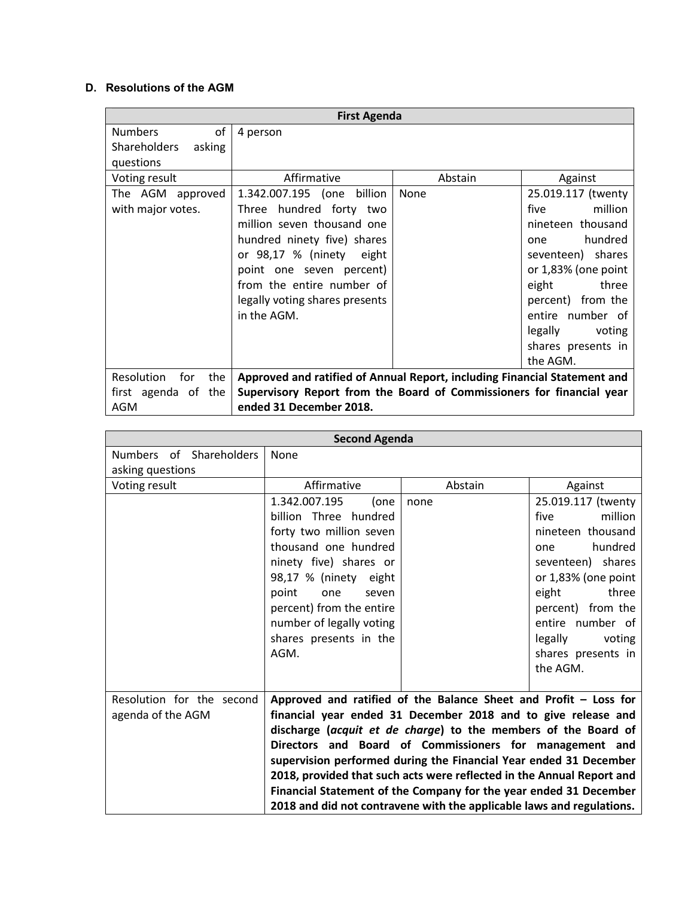### D. Resolutions of the AGM

| First Agenda | | | |
|---|---|---|---|
| Numbers of Shareholders asking questions | 4 person | | |
| Voting result | Affirmative | Abstain | Against |
| The AGM approved with major votes. | 1.342.007.195 (one billion Three hundred forty two million seven thousand one hundred ninety five) shares or 98,17 % (ninety eight point one seven percent) from the entire number of legally voting shares presents in the AGM. | None | 25.019.117 (twenty five million nineteen thousand one hundred seventeen) shares or 1,83% (one point eight three percent) from the entire number of legally voting shares presents in the AGM. |
| Resolution for the first agenda of the AGM | **Approved and ratified of Annual Report, including Financial Statement and Supervisory Report from the Board of Commissioners for financial year ended 31 December 2018.** | | |

| Second Agenda | | | |
|---|---|---|---|
| Numbers of Shareholders asking questions | None | | |
| Voting result | Affirmative | Abstain | Against |
| | 1.342.007.195 (one billion Three hundred forty two million seven thousand one hundred ninety five) shares or 98,17 % (ninety eight point one seven percent) from the entire number of legally voting shares presents in the AGM. | none | 25.019.117 (twenty five million nineteen thousand one hundred seventeen) shares or 1,83% (one point eight three percent) from the entire number of legally voting shares presents in the AGM. |
| Resolution for the second agenda of the AGM | **Approved and ratified of the Balance Sheet and Profit – Loss for financial year ended 31 December 2018 and to give release and discharge (*acquit et de charge*) to the members of the Board of Directors and Board of Commissioners for management and supervision performed during the Financial Year ended 31 December 2018, provided that such acts were reflected in the Annual Report and Financial Statement of the Company for the year ended 31 December 2018 and did not contravene with the applicable laws and regulations.** | | |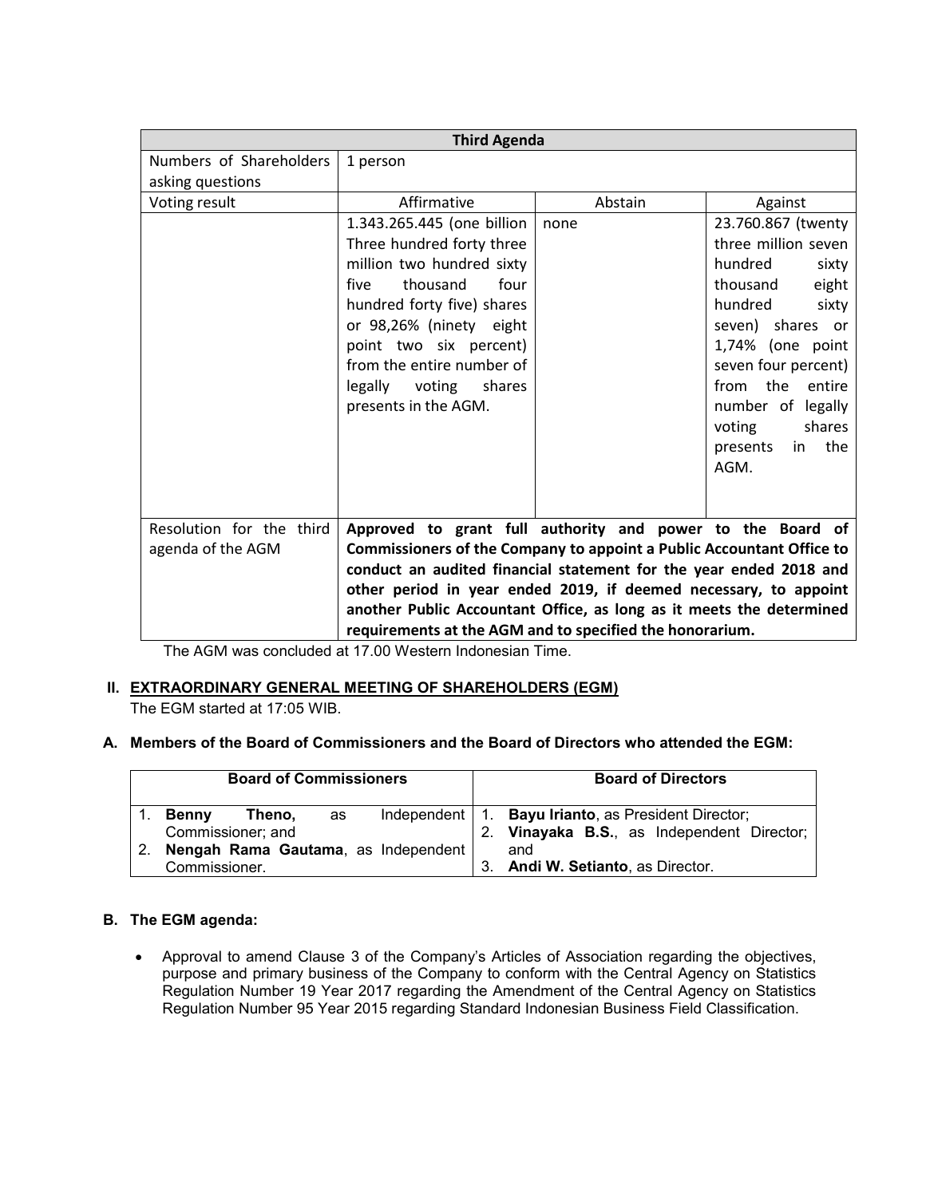| Third Agenda | | | |
|---|---|---|---|
| Numbers of Shareholders asking questions | 1 person | | |
| Voting result | Affirmative | Abstain | Against |
| | 1.343.265.445 (one billion Three hundred forty three million two hundred sixty five thousand four hundred forty five) shares or 98,26% (ninety eight point two six percent) from the entire number of legally voting shares presents in the AGM. | none | 23.760.867 (twenty three million seven hundred sixty thousand eight hundred sixty seven) shares or 1,74% (one point seven four percent) from the entire number of legally voting shares presents in the AGM. |
| Resolution for the third agenda of the AGM | **Approved to grant full authority and power to the Board of Commissioners of the Company to appoint a Public Accountant Office to conduct an audited financial statement for the year ended 2018 and other period in year ended 2019, if deemed necessary, to appoint another Public Accountant Office, as long as it meets the determined requirements at the AGM and to specified the honorarium.** | | |

The AGM was concluded at 17.00 Western Indonesian Time.

## II. EXTRAORDINARY GENERAL MEETING OF SHAREHOLDERS (EGM)

The EGM started at 17:05 WIB.

### A. Members of the Board of Commissioners and the Board of Directors who attended the EGM:

| Board of Commissioners | Board of Directors |
|---|---|
| 1. **Benny Theno,** as Independent Commissioner; and<br>2. **Nengah Rama Gautama**, as Independent Commissioner. | 1. **Bayu Irianto**, as President Director;<br>2. **Vinayaka B.S.**, as Independent Director; and<br>3. **Andi W. Setianto**, as Director. |

### B. The EGM agenda:

- Approval to amend Clause 3 of the Company's Articles of Association regarding the objectives, purpose and primary business of the Company to conform with the Central Agency on Statistics Regulation Number 19 Year 2017 regarding the Amendment of the Central Agency on Statistics Regulation Number 95 Year 2015 regarding Standard Indonesian Business Field Classification.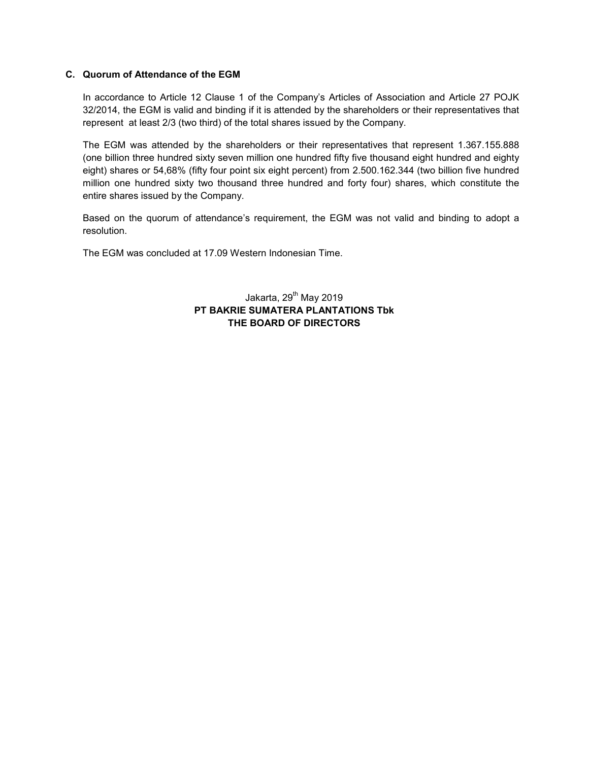### C. Quorum of Attendance of the EGM

In accordance to Article 12 Clause 1 of the Company's Articles of Association and Article 27 POJK 32/2014, the EGM is valid and binding if it is attended by the shareholders or their representatives that represent at least 2/3 (two third) of the total shares issued by the Company.

The EGM was attended by the shareholders or their representatives that represent 1.367.155.888 (one billion three hundred sixty seven million one hundred fifty five thousand eight hundred and eighty eight) shares or 54,68% (fifty four point six eight percent) from 2.500.162.344 (two billion five hundred million one hundred sixty two thousand three hundred and forty four) shares, which constitute the entire shares issued by the Company.

Based on the quorum of attendance's requirement, the EGM was not valid and binding to adopt a resolution.

The EGM was concluded at 17.09 Western Indonesian Time.

Jakarta, 29th May 2019

**PT BAKRIE SUMATERA PLANTATIONS Tbk**

**THE BOARD OF DIRECTORS**